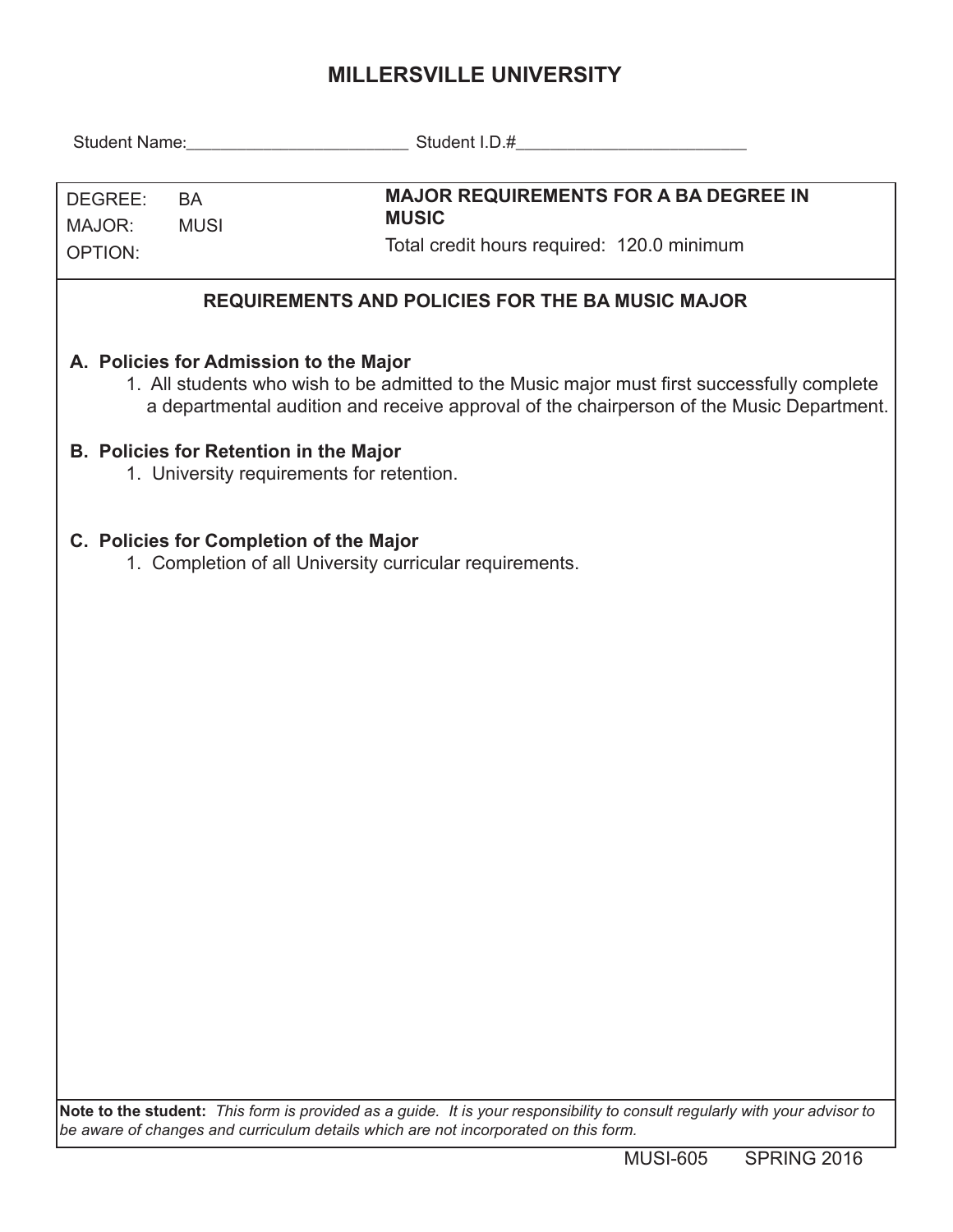# MILLERSVILLE UNIVERSITY

Student Name:________________________ Student I.D.#_________________________

| DEGREE: BA<br>MAJOR: MUSI<br>OPTION: | **MAJOR REQUIREMENTS FOR A BA DEGREE IN MUSIC**<br>Total credit hours required: 120.0 minimum |
|---|---|

## REQUIREMENTS AND POLICIES FOR THE BA MUSIC MAJOR

**A. Policies for Admission to the Major**

1. All students who wish to be admitted to the Music major must first successfully complete a departmental audition and receive approval of the chairperson of the Music Department.

**B. Policies for Retention in the Major**

1. University requirements for retention.

**C. Policies for Completion of the Major**

1. Completion of all University curricular requirements.

**Note to the student:** *This form is provided as a guide. It is your responsibility to consult regularly with your advisor to be aware of changes and curriculum details which are not incorporated on this form.*

MUSI-605 SPRING 2016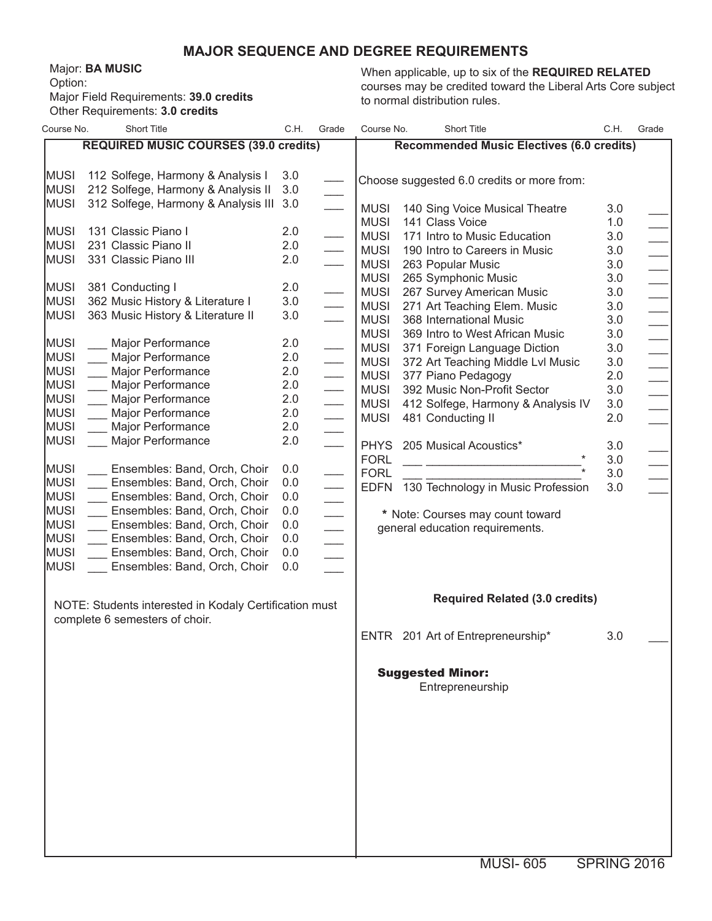# MAJOR SEQUENCE AND DEGREE REQUIREMENTS

Major: **BA MUSIC**
Option:
Major Field Requirements: **39.0 credits**
Other Requirements: **3.0 credits**

When applicable, up to six of the **REQUIRED RELATED** courses may be credited toward the Liberal Arts Core subject to normal distribution rules.

## REQUIRED MUSIC COURSES (39.0 credits)

| Course No. | Short Title | C.H. | Grade |
|---|---|---|---|
| MUSI | 112 Solfege, Harmony & Analysis I | 3.0 | ___ |
| MUSI | 212 Solfege, Harmony & Analysis II | 3.0 | ___ |
| MUSI | 312 Solfege, Harmony & Analysis III | 3.0 | ___ |
| MUSI | 131 Classic Piano I | 2.0 | ___ |
| MUSI | 231 Classic Piano II | 2.0 | ___ |
| MUSI | 331 Classic Piano III | 2.0 | ___ |
| MUSI | 381 Conducting I | 2.0 | ___ |
| MUSI | 362 Music History & Literature I | 3.0 | ___ |
| MUSI | 363 Music History & Literature II | 3.0 | ___ |
| MUSI | ___ Major Performance | 2.0 | ___ |
| MUSI | ___ Major Performance | 2.0 | ___ |
| MUSI | ___ Major Performance | 2.0 | ___ |
| MUSI | ___ Major Performance | 2.0 | ___ |
| MUSI | ___ Major Performance | 2.0 | ___ |
| MUSI | ___ Major Performance | 2.0 | ___ |
| MUSI | ___ Major Performance | 2.0 | ___ |
| MUSI | ___ Major Performance | 2.0 | ___ |
| MUSI | ___ Ensembles: Band, Orch, Choir | 0.0 | ___ |
| MUSI | ___ Ensembles: Band, Orch, Choir | 0.0 | ___ |
| MUSI | ___ Ensembles: Band, Orch, Choir | 0.0 | ___ |
| MUSI | ___ Ensembles: Band, Orch, Choir | 0.0 | ___ |
| MUSI | ___ Ensembles: Band, Orch, Choir | 0.0 | ___ |
| MUSI | ___ Ensembles: Band, Orch, Choir | 0.0 | ___ |
| MUSI | ___ Ensembles: Band, Orch, Choir | 0.0 | ___ |
| MUSI | ___ Ensembles: Band, Orch, Choir | 0.0 | ___ |

NOTE: Students interested in Kodaly Certification must complete 6 semesters of choir.

## Recommended Music Electives (6.0 credits)

Choose suggested 6.0 credits or more from:

| Course No. | Short Title | C.H. | Grade |
|---|---|---|---|
| MUSI | 140 Sing Voice Musical Theatre | 3.0 | ___ |
| MUSI | 141 Class Voice | 1.0 | ___ |
| MUSI | 171 Intro to Music Education | 3.0 | ___ |
| MUSI | 190 Intro to Careers in Music | 3.0 | ___ |
| MUSI | 263 Popular Music | 3.0 | ___ |
| MUSI | 265 Symphonic Music | 3.0 | ___ |
| MUSI | 267 Survey American Music | 3.0 | ___ |
| MUSI | 271 Art Teaching Elem. Music | 3.0 | ___ |
| MUSI | 368 International Music | 3.0 | ___ |
| MUSI | 369 Intro to West African Music | 3.0 | ___ |
| MUSI | 371 Foreign Language Diction | 3.0 | ___ |
| MUSI | 372 Art Teaching Middle Lvl Music | 3.0 | ___ |
| MUSI | 377 Piano Pedagogy | 2.0 | ___ |
| MUSI | 392 Music Non-Profit Sector | 3.0 | ___ |
| MUSI | 412 Solfege, Harmony & Analysis IV | 3.0 | ___ |
| MUSI | 481 Conducting II | 2.0 | ___ |
| PHYS | 205 Musical Acoustics* | 3.0 | ___ |
| FORL | ___ ________________________* | 3.0 | ___ |
| FORL | ___ ________________________* | 3.0 | ___ |
| EDFN | 130 Technology in Music Profession | 3.0 | ___ |

**\*** Note: Courses may count toward general education requirements.

## Required Related (3.0 credits)

| Course No. | Short Title | C.H. | Grade |
|---|---|---|---|
| ENTR | 201 Art of Entrepreneurship* | 3.0 | ___ |

**Suggested Minor:**
Entrepreneurship

MUSI- 605 SPRING 2016